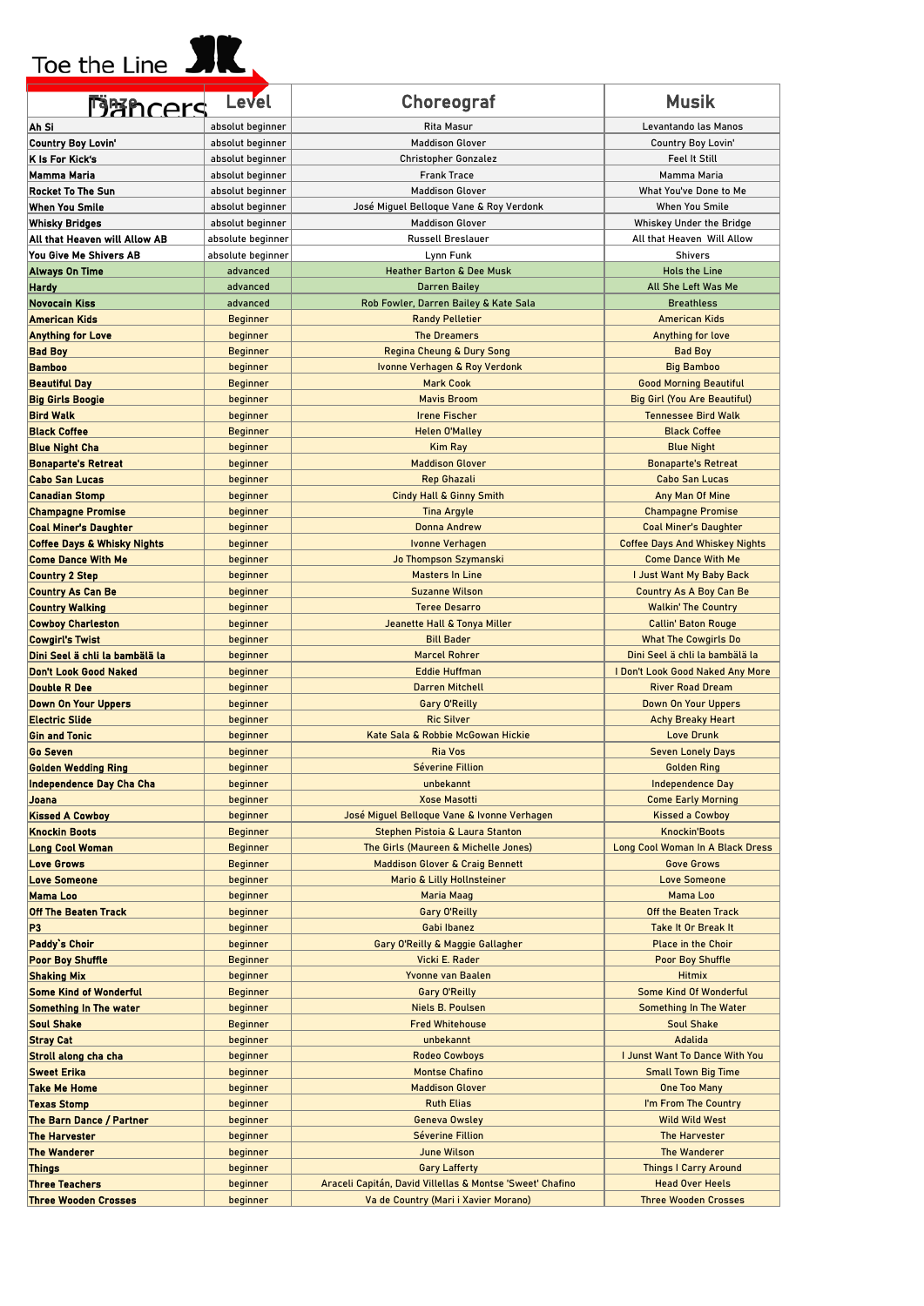Toe the Line Dancers

| Tänze | Level | Choreograf | Musik |
|---|---|---|---|
| Ah Si | absolut beginner | Rita Masur | Levantando las Manos |
| Country Boy Lovin' | absolut beginner | Maddison Glover | Country Boy Lovin' |
| K Is For Kick's | absolut beginner | Christopher Gonzalez | Feel It Still |
| Mamma Maria | absolut beginner | Frank Trace | Mamma Maria |
| Rocket To The Sun | absolut beginner | Maddison Glover | What You've Done to Me |
| When You Smile | absolut beginner | José Miguel Belloque Vane & Roy Verdonk | When You Smile |
| Whisky Bridges | absolut beginner | Stephen Paterson | Whiskey Under the Bridge |
| All that Heaven will Allow AB | absolute beginner | Russell Breslauer | All that Heaven  Will Allow |
| You Give Me Shivers AB | absolute beginner | Lynn Funk | Shivers |
| Always On Time | advanced | Heather Barton & Dee Musk | Hols the Line |
| Hardy | advanced | Darren Bailey | All She Left Was Me |
| Novocain Kiss | advanced | Rob Fowler, Darren Bailey & Kate Sala | Breathless |
| American Kids | Beginner | Randy Pelletier | American Kids |
| Anything for Love | beginner | The Dreamers | Anything for love |
| Bad Boy | Beginner | Regina Cheung & Dury Song | Bad Boy |
| Bamboo | beginner | Ivonne Verhagen & Roy Verdonk | Big Bamboo |
| Beautiful Day | Beginner | Mark Cook | Good Morning Beautiful |
| Big Girls Boogie | beginner | Mavis Broom | Big Girl (You Are Beautiful) |
| Bird Walk | beginner | Irene Fischer | Tennessee Bird Walk |
| Black Coffee | Beginner | Helen O'Malley | Black Coffee |
| Blue Night Cha | beginner | Kim Ray | Blue Night |
| Bonaparte's Retreat | beginner | Maddison Glover | Bonaparte's Retreat |
| Cabo San Lucas | beginner | Rep Ghazali | Cabo San Lucas |
| Canadian Stomp | beginner | Cindy Hall & Ginny Smith | Any Man Of Mine |
| Champagne Promise | beginner | Tina Argyle | Champagne Promise |
| Coal Miner's Daughter | beginner | Donna Andrew | Coal Miner's Daughter |
| Coffee Days & Whisky Nights | beginner | Ivonne Verhagen | Coffee Days And Whiskey Nights |
| Come Dance With Me | beginner | Jo Thompson Szymanski | Come Dance With Me |
| Country 2 Step | beginner | Masters In Line | I Just Want My Baby Back |
| Country As Can Be | beginner | Suzanne Wilson | Country As A Boy Can Be |
| Country Walking | beginner | Teree Desarro | Walkin' The Country |
| Cowboy Charleston | beginner | Jeanette Hall & Tonya Miller | Callin' Baton Rouge |
| Cowgirl's Twist | beginner | Bill Bader | What The Cowgirls Do |
| Dini Seel ä chli la bambälä la | beginner | Marcel Rohrer | Dini Seel ä chli la bambälä la |
| Don't Look Good Naked | beginner | Eddie Huffman | I Don't Look Good Naked Any More |
| Double R Dee | beginner | Darren Mitchell | River Road Dream |
| Down On Your Uppers | beginner | Gary O'Reilly | Down On Your Uppers |
| Electric Slide | beginner | Ric Silver | Achy Breaky Heart |
| Gin and Tonic | beginner | Kate Sala & Robbie McGowan Hickie | Love Drunk |
| Go Seven | beginner | Ria Vos | Seven Lonely Days |
| Golden Wedding Ring | beginner | Séverine Fillion | Golden Ring |
| Independence Day Cha Cha | beginner | unbekannt | Independence Day |
| Joana | beginner | Xose Masotti | Come Early Morning |
| Kissed A Cowboy | beginner | José Miguel Belloque Vane & Ivonne Verhagen | Kissed a Cowboy |
| Knockin Boots | Beginner | Stephen Pistoia & Laura Stanton | Knockin'Boots |
| Long Cool Woman | Beginner | The Girls (Maureen & Michelle Jones) | Long Cool Woman In A Black Dress |
| Love Grows | Beginner | Maddison Glover & Craig Bennett | Gove Grows |
| Love Someone | beginner | Mario & Lilly Hollnsteiner | Love Someone |
| Mama Loo | beginner | Maria Maag | Mama Loo |
| Off The Beaten Track | beginner | Gary O'Reilly | Off the Beaten Track |
| P3 | beginner | Gabi Ibanez | Take It Or Break It |
| Paddy`s Choir | beginner | Gary O'Reilly & Maggie Gallagher | Place in the Choir |
| Poor Boy Shuffle | Beginner | Vicki E. Rader | Poor Boy Shuffle |
| Shaking Mix | beginner | Yvonne van Baalen | Hitmix |
| Some Kind of Wonderful | Beginner | Gary O'Reilly | Some Kind Of Wonderful |
| Something In The water | beginner | Niels B. Poulsen | Something In The Water |
| Soul Shake | Beginner | Fred Whitehouse | Soul Shake |
| Stray Cat | beginner | unbekannt | Adalida |
| Stroll along cha cha | beginner | Rodeo Cowboys | I Junst Want To Dance With You |
| Sweet Erika | beginner | Montse Chafino | Small Town Big Time |
| Take Me Home | beginner | Maddison Glover | One Too Many |
| Texas Stomp | beginner | Ruth Elias | I'm From The Country |
| The Barn Dance / Partner | beginner | Geneva Owsley | Wild Wild West |
| The Harvester | beginner | Séverine Fillion | The Harvester |
| The Wanderer | beginner | June Wilson | The Wanderer |
| Things | beginner | Gary Lafferty | Things I Carry Around |
| Three Teachers | beginner | Araceli Capitán, David Villellas & Montse 'Sweet' Chafino | Head Over Heels |
| Three Wooden Crosses | beginner | Va de Country (Mari i Xavier Morano) | Three Wooden Crosses |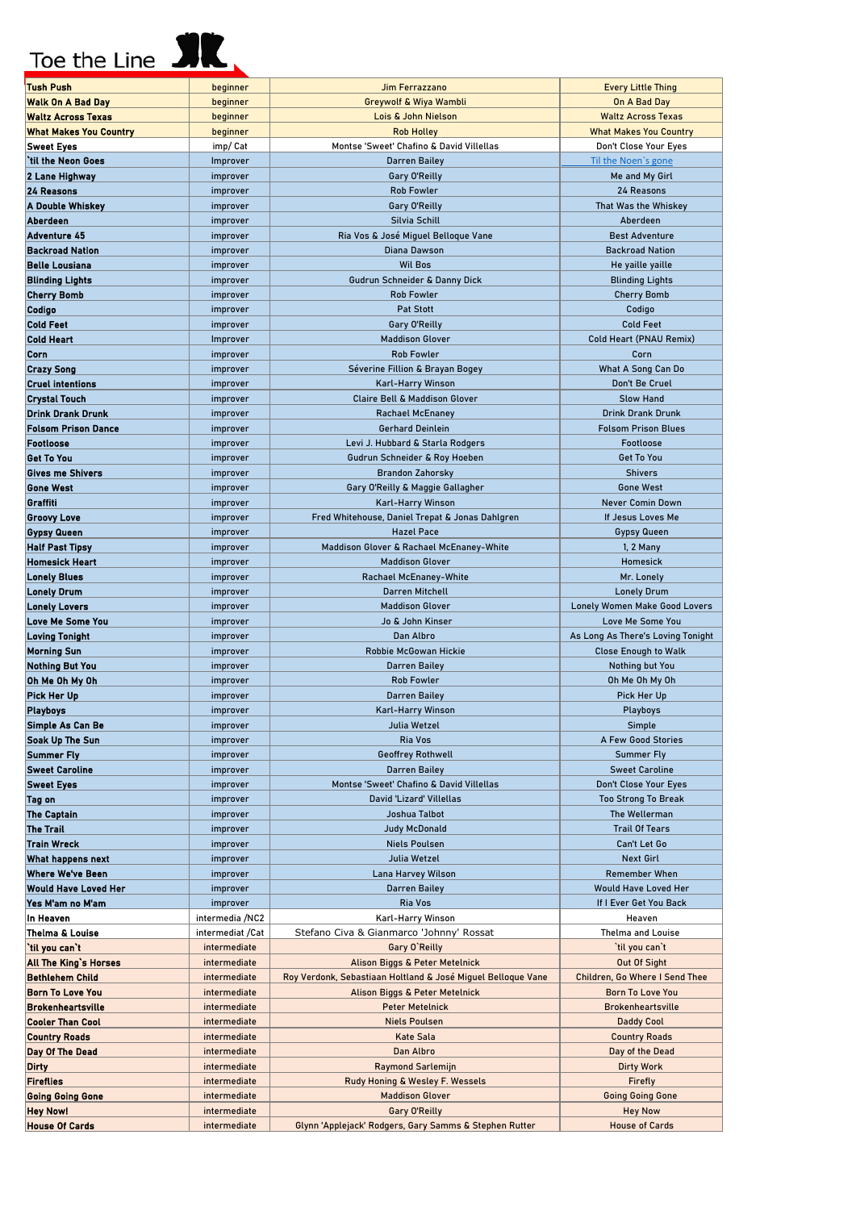# Toe the Line

| Tush Push | beginner | Jim Ferrazzano | Every Little Thing |
|---|---|---|---|
| Walk On A Bad Day | beginner | Greywolf & Wiya Wambli | On A Bad Day |
| Waltz Across Texas | beginner | Lois & John Nielson | Waltz Across Texas |
| What Makes You Country | beginner | Rob Holley | What Makes You Country |
| Sweet Eyes | imp/ Cat | Montse 'Sweet' Chafino & David Villellas | Don't Close Your Eyes |
| `til the Neon Goes | Improver | Darren Bailey | Til the Noen`s gone |
| 2 Lane Highway | improver | Gary O'Reilly | Me and My Girl |
| 24 Reasons | improver | Rob Fowler | 24 Reasons |
| A Double Whiskey | improver | Gary O'Reilly | That Was the Whiskey |
| Aberdeen | improver | Silvia Schill | Aberdeen |
| Adventure 45 | improver | Ria Vos & José Miguel Belloque Vane | Best Adventure |
| Backroad Nation | improver | Diana Dawson | Backroad Nation |
| Belle Lousiana | improver | Wil Bos | He yaille yaille |
| Blinding Lights | improver | Gudrun Schneider & Danny Dick | Blinding Lights |
| Cherry Bomb | improver | Rob Fowler | Cherry Bomb |
| Codigo | improver | Pat Stott | Codigo |
| Cold Feet | improver | Gary O'Reilly | Cold Feet |
| Cold Heart | Improver | Maddison Glover | Cold Heart (PNAU Remix) |
| Corn | improver | Rob Fowler | Corn |
| Crazy Song | improver | Séverine Fillion & Brayan Bogey | What A Song Can Do |
| Cruel intentions | improver | Karl-Harry Winson | Don't Be Cruel |
| Crystal Touch | improver | Claire Bell & Maddison Glover | Slow Hand |
| Drink Drank Drunk | improver | Rachael McEnaney | Drink Drank Drunk |
| Folsom Prison Dance | improver | Gerhard Deinlein | Folsom Prison Blues |
| Footloose | improver | Levi J. Hubbard & Starla Rodgers | Footloose |
| Get To You | improver | Gudrun Schneider & Roy Hoeben | Get To You |
| Gives me Shivers | improver | Brandon Zahorsky | Shivers |
| Gone West | improver | Gary O'Reilly & Maggie Gallagher | Gone West |
| Graffiti | improver | Karl-Harry Winson | Never Comin Down |
| Groovy Love | improver | Fred Whitehouse, Daniel Trepat & Jonas Dahlgren | If Jesus Loves Me |
| Gypsy Queen | improver | Hazel Pace | Gypsy Queen |
| Half Past Tipsy | improver | Maddison Glover & Rachael McEnaney-White | 1, 2 Many |
| Homesick Heart | improver | Maddison Glover | Homesick |
| Lonely Blues | improver | Rachael McEnaney-White | Mr. Lonely |
| Lonely Drum | improver | Darren Mitchell | Lonely Drum |
| Lonely Lovers | improver | Maddison Glover | Lonely Women Make Good Lovers |
| Love Me Some You | improver | Jo & John Kinser | Love Me Some You |
| Loving Tonight | improver | Dan Albro | As Long As There's Loving Tonight |
| Morning Sun | improver | Robbie McGowan Hickie | Close Enough to Walk |
| Nothing But You | improver | Darren Bailey | Nothing but You |
| Oh Me Oh My Oh | improver | Rob Fowler | Oh Me Oh My Oh |
| Pick Her Up | improver | Darren Bailey | Pick Her Up |
| Playboys | improver | Karl-Harry Winson | Playboys |
| Simple As Can Be | improver | Julia Wetzel | Simple |
| Soak Up The Sun | improver | Ria Vos | A Few Good Stories |
| Summer Fly | improver | Geoffrey Rothwell | Summer Fly |
| Sweet Caroline | improver | Darren Bailey | Sweet Caroline |
| Sweet Eyes | improver | Montse 'Sweet' Chafino & David Villellas | Don't Close Your Eyes |
| Tag on | improver | David 'Lizard' Villellas | Too Strong To Break |
| The Captain | improver | Joshua Talbot | The Wellerman |
| The Trail | improver | Judy McDonald | Trail Of Tears |
| Train Wreck | improver | Niels Poulsen | Can't Let Go |
| What happens next | improver | Julia Wetzel | Next Girl |
| Where We've Been | improver | Lana Harvey Wilson | Remember When |
| Would Have Loved Her | improver | Darren Bailey | Would Have Loved Her |
| Yes M'am no M'am | improver | Ria Vos | If I Ever Get You Back |
| In Heaven | intermedia /NC2 | Karl-Harry Winson | Heaven |
| Thelma & Louise | intermediat /Cat | Stefano Civa & Gianmarco 'Johnny' Rossat | Thelma and Louise |
| `til you can`t | intermediate | Gary O`Reilly | `til you can`t |
| All The King's Horses | intermediate | Alison Biggs & Peter Metelnick | Out Of Sight |
| Bethlehem Child | intermediate | Roy Verdonk, Sebastiaan Holtland & José Miguel Belloque Vane | Children, Go Where I Send Thee |
| Born To Love You | intermediate | Alison Biggs & Peter Metelnick | Born To Love You |
| Brokenheartsville | intermediate | Peter Metelnick | Brokenheartsville |
| Cooler Than Cool | intermediate | Niels Poulsen | Daddy Cool |
| Country Roads | intermediate | Kate Sala | Country Roads |
| Day Of The Dead | intermediate | Dan Albro | Day of the Dead |
| Dirty | intermediate | Raymond Sarlemijn | Dirty Work |
| Fireflies | intermediate | Rudy Honing & Wesley F. Wessels | Firefly |
| Going Going Gone | intermediate | Maddison Glover | Going Going Gone |
| Hey Now! | intermediate | Gary O'Reilly | Hey Now |
| House Of Cards | intermediate | Glynn 'Applejack' Rodgers, Gary Samms & Stephen Rutter | House of Cards |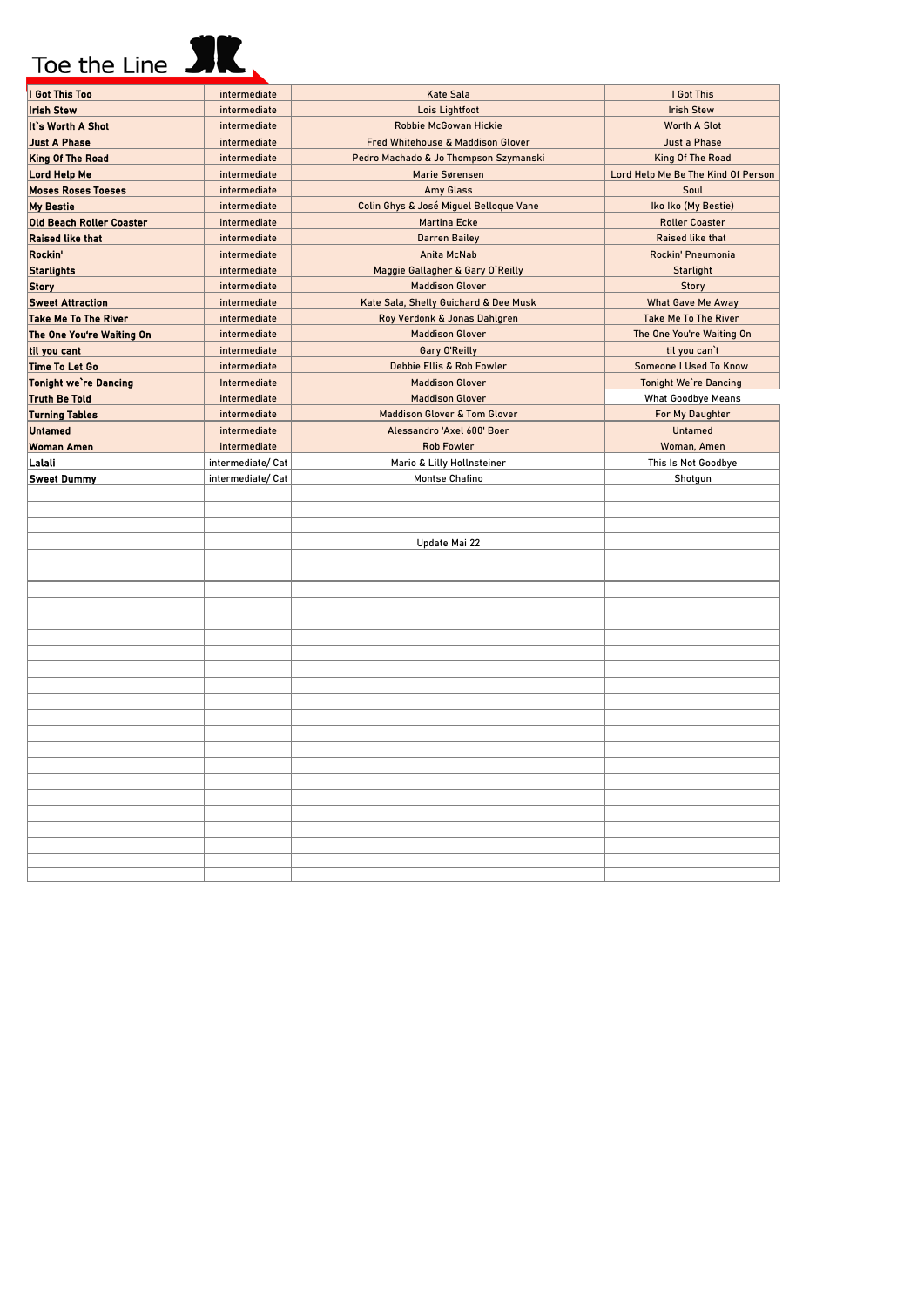# Toe the Line

| | | | |
|---|---|---|---|
| **I Got This Too** | intermediate | Kate Sala | I Got This |
| **Irish Stew** | intermediate | Lois Lightfoot | Irish Stew |
| **It`s Worth A Shot** | intermediate | Robbie McGowan Hickie | Worth A Slot |
| **Just A Phase** | intermediate | Fred Whitehouse & Maddison Glover | Just a Phase |
| **King Of The Road** | intermediate | Pedro Machado & Jo Thompson Szymanski | King Of The Road |
| **Lord Help Me** | intermediate | Marie Sørensen | Lord Help Me Be The Kind Of Person |
| **Moses Roses Toeses** | intermediate | Amy Glass | Soul |
| **My Bestie** | intermediate | Colin Ghys & José Miguel Belloque Vane | Iko Iko (My Bestie) |
| **Old Beach Roller Coaster** | intermediate | Martina Ecke | Roller Coaster |
| **Raised like that** | intermediate | Darren Bailey | Raised like that |
| **Rockin'** | intermediate | Anita McNab | Rockin' Pneumonia |
| **Starlights** | intermediate | Maggie Gallagher & Gary O`Reilly | Starlight |
| **Story** | intermediate | Maddison Glover | Story |
| **Sweet Attraction** | intermediate | Kate Sala, Shelly Guichard & Dee Musk | What Gave Me Away |
| **Take Me To The River** | intermediate | Roy Verdonk & Jonas Dahlgren | Take Me To The River |
| **The One You're Waiting On** | intermediate | Maddison Glover | The One You're Waiting On |
| **til you cant** | intermediate | Gary O'Reilly | til you can`t |
| **Time To Let Go** | intermediate | Debbie Ellis & Rob Fowler | Someone I Used To Know |
| **Tonight we`re Dancing** | Intermediate | Maddison Glover | Tonight We`re Dancing |
| **Truth Be Told** | intermediate | Maddison Glover | What Goodbye Means |
| **Turning Tables** | intermediate | Maddison Glover & Tom Glover | For My Daughter |
| **Untamed** | intermediate | Alessandro 'Axel 600' Boer | Untamed |
| **Woman Amen** | intermediate | Rob Fowler | Woman, Amen |
| **Lalali** | intermediate/ Cat | Mario & Lilly Hollnsteiner | This Is Not Goodbye |
| **Sweet Dummy** | intermediate/ Cat | Montse Chafino | Shotgun |
| | | | |
| | | | |
| | | | |
| | | Update Mai 22 | |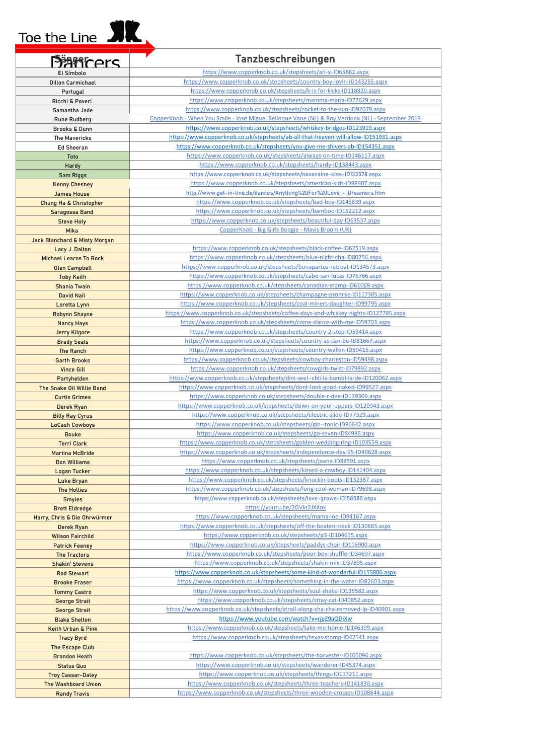Toe the Line

| Sänger / Dancers | Tanzbeschreibungen |
|---|---|
| El Símbolo | https://www.copperknob.co.uk/stepsheets/ah-si-ID65862.aspx |
| Dillon Carmichael | https://www.copperknob.co.uk/stepsheets/country-boy-lovin-ID143255.aspx |
| Portugal | https://www.copperknob.co.uk/stepsheets/k-is-for-kicks-ID118820.aspx |
| Ricchi & Poveri | https://www.copperknob.co.uk/stepsheets/mamma-maria-ID77629.aspx |
| Samantha Jade | https://www.copperknob.co.uk/stepsheets/rocket-to-the-sun-ID92079.aspx |
| Rune Rudberg | CopperKnob - When You Smile - José Miguel Belloque Vane (NL) & Roy Verdonk (NL) - September 2019 |
| Brooks & Dunn | https://www.copperknob.co.uk/stepsheets/whiskey-bridges-ID123919.aspx |
| The Mavericks | https://www.copperknob.co.uk/stepsheets/ab-all-that-heaven-will-allow-ID151931.aspx |
| Ed Sheeran | https://www.copperknob.co.uk/stepsheets/you-give-me-shivers-ab-ID154351.aspx |
| Toto | https://www.copperknob.co.uk/stepsheets/always-on-time-ID146117.aspx |
| Hardy | https://www.copperknob.co.uk/stepsheets/hardy-ID138443.aspx |
| Sam Riggs | https://www.copperknob.co.uk/stepsheets/novocaine-kiss-ID133578.aspx |
| Kenny Chesney | https://www.copperknob.co.uk/stepsheets/american-kids-ID98907.aspx |
| James House | http://www.get-in-line.de/dances/Anything%20For%20Love_-_Dreamers.htm |
| Chung Ha & Christopher | https://www.copperknob.co.uk/stepsheets/bad-boy-ID145839.aspx |
| Saragossa Band | https://www.copperknob.co.uk/stepsheets/bamboo-ID152212.aspx |
| Steve Holy | https://www.copperknob.co.uk/stepsheets/beautiful-day-ID63537.aspx |
| Mika | CopperKnob - Big Girls Boogie - Mavis Broom (UK) |
| Jack Blanchard & Misty Morgan | |
| Lacy J. Dalton | https://www.copperknob.co.uk/stepsheets/black-coffee-ID62519.aspx |
| Michael Learns To Rock | https://www.copperknob.co.uk/stepsheets/blue-night-cha-ID80256.aspx |
| Glen Campbell | https://www.copperknob.co.uk/stepsheets/bonapartes-retreat-ID134573.aspx |
| Toby Keith | https://www.copperknob.co.uk/stepsheets/cabo-san-lucas-ID76766.aspx |
| Shania Twain | https://www.copperknob.co.uk/stepsheets/canadian-stomp-ID61069.aspx |
| David Nail | https://www.copperknob.co.uk/stepsheets/champagne-promise-ID117305.aspx |
| Loretta Lynn | https://www.copperknob.co.uk/stepsheets/coal-miners-daughter-ID99795.aspx |
| Robynn Shayne | https://www.copperknob.co.uk/stepsheets/coffee-days-and-whiskey-nights-ID127785.aspx |
| Nancy Hays | https://www.copperknob.co.uk/stepsheets/come-dance-with-me-ID59703.aspx |
| Jerry Kilgore | https://www.copperknob.co.uk/stepsheets/country-2-step-ID59414.aspx |
| Brady Seals | https://www.copperknob.co.uk/stepsheets/country-as-can-be-ID81667.aspx |
| The Ranch | https://www.copperknob.co.uk/stepsheets/country-walkin-ID59415.aspx |
| Garth Brooks | https://www.copperknob.co.uk/stepsheets/cowboy-charleston-ID59498.aspx |
| Vince Gill | https://www.copperknob.co.uk/stepsheets/cowgirls-twist-ID79892.aspx |
| Partyhelden | https://www.copperknob.co.uk/stepsheets/dini-seel--chli-la-bambl-la-de-ID120062.aspx |
| The Snake Oil Willie Band | https://www.copperknob.co.uk/stepsheets/dont-look-good-naked-ID99527.aspx |
| Curtis Grimes | https://www.copperknob.co.uk/stepsheets/double-r-dee-ID139309.aspx |
| Derek Ryan | https://www.copperknob.co.uk/stepsheets/down-on-your-uppers-ID120943.aspx |
| Billy Ray Cyrus | https://www.copperknob.co.uk/stepsheets/electric-slide-ID77329.aspx |
| LoCash Cowboys | https://www.copperknob.co.uk/stepsheets/gin--tonic-ID96642.aspx |
| Bouke | https://www.copperknob.co.uk/stepsheets/go-seven-ID84986.aspx |
| Terri Clark | https://www.copperknob.co.uk/stepsheets/golden-wedding-ring-ID103559.aspx |
| Martina McBride | https://www.copperknob.co.uk/stepsheets/independence-day-95-ID49628.aspx |
| Don Williams | https://www.copperknob.co.uk/stepsheets/joana-ID88591.aspx |
| Logan Tucker | https://www.copperknob.co.uk/stepsheets/kissed-a-cowboy-ID141404.aspx |
| Luke Bryan | https://www.copperknob.co.uk/stepsheets/knockin-boots-ID132387.aspx |
| The Hollies | https://www.copperknob.co.uk/stepsheets/long-cool-woman-ID79698.aspx |
| Smyles | https://www.copperknob.co.uk/stepsheets/love-grows-ID158580.aspx |
| Brett Eldredge | https://youtu.be/2GVkr2JXXnk |
| Harry, Chris & Die Ohrwürmer | https://www.copperknob.co.uk/stepsheets/mama-loo-ID94167.aspx |
| Derek Ryan | https://www.copperknob.co.uk/stepsheets/off-the-beaten-track-ID130665.aspx |
| Wilson Fairchild | https://www.copperknob.co.uk/stepsheets/p3-ID104615.aspx |
| Patrick Feeney | https://www.copperknob.co.uk/stepsheets/paddys-choir-ID116900.aspx |
| The Tractors | https://www.copperknob.co.uk/stepsheets/poor-boy-shuffle-ID34697.aspx |
| Shakin' Stevens | https://www.copperknob.co.uk/stepsheets/shakin-mix-ID37895.aspx |
| Rod Stewart | https://www.copperknob.co.uk/stepsheets/some-kind-of-wonderful-ID155806.aspx |
| Brooke Fraser | https://www.copperknob.co.uk/stepsheets/something-in-the-water-ID82603.aspx |
| Tommy Castro | https://www.copperknob.co.uk/stepsheets/soul-shake-ID135582.aspx |
| George Strait | https://www.copperknob.co.uk/stepsheets/stray-cat-ID40852.aspx |
| George Strait | https://www.copperknob.co.uk/stepsheets/stroll-along-cha-cha-removed-lp-ID40901.aspx |
| Blake Shelton | https://www.youtube.com/watch?v=rjpZ9aQDiXw |
| Keith Urban & Pink | https://www.copperknob.co.uk/stepsheets/take-me-home-ID146399.aspx |
| Tracy Byrd | https://www.copperknob.co.uk/stepsheets/texas-stomp-ID42541.aspx |
| The Escape Club | |
| Brandon Heath | https://www.copperknob.co.uk/stepsheets/the-harvester-ID105096.aspx |
| Status Quo | https://www.copperknob.co.uk/stepsheets/wanderer-ID45374.aspx |
| Troy Cassar-Daley | https://www.copperknob.co.uk/stepsheets/things-ID117211.aspx |
| The Washboard Union | https://www.copperknob.co.uk/stepsheets/three-teachers-ID141830.aspx |
| Randy Travis | https://www.copperknob.co.uk/stepsheets/three-wooden-crosses-ID108644.aspx |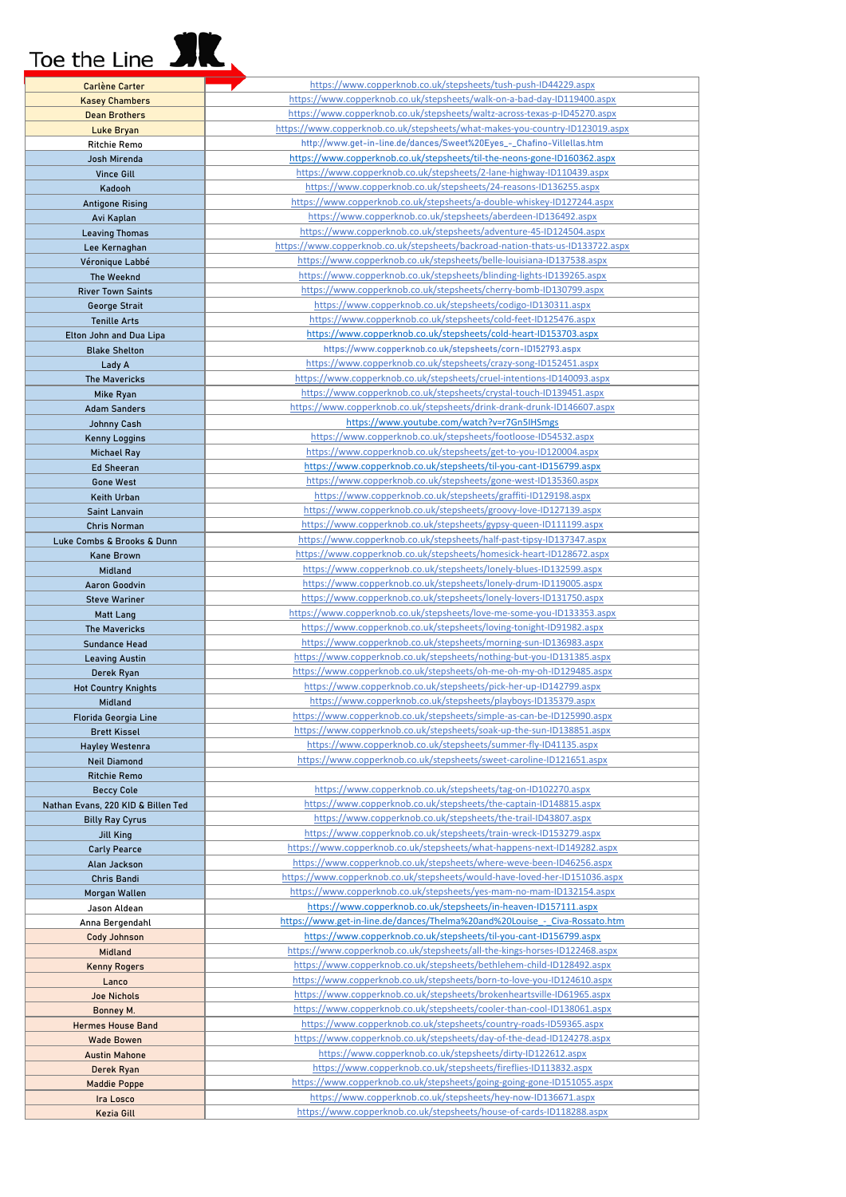# Toe the Line

| | |
|---|---|
| Carlène Carter | https://www.copperknob.co.uk/stepsheets/tush-push-ID44229.aspx |
| Kasey Chambers | https://www.copperknob.co.uk/stepsheets/walk-on-a-bad-day-ID119400.aspx |
| Dean Brothers | https://www.copperknob.co.uk/stepsheets/waltz-across-texas-p-ID45270.aspx |
| Luke Bryan | https://www.copperknob.co.uk/stepsheets/what-makes-you-country-ID123019.aspx |
| Ritchie Remo | http://www.get-in-line.de/dances/Sweet%20Eyes_-_Chafino-Villellas.htm |
| Josh Mirenda | https://www.copperknob.co.uk/stepsheets/til-the-neons-gone-ID160362.aspx |
| Vince Gill | https://www.copperknob.co.uk/stepsheets/2-lane-highway-ID110439.aspx |
| Kadooh | https://www.copperknob.co.uk/stepsheets/24-reasons-ID136255.aspx |
| Antigone Rising | https://www.copperknob.co.uk/stepsheets/a-double-whiskey-ID127244.aspx |
| Avi Kaplan | https://www.copperknob.co.uk/stepsheets/aberdeen-ID136492.aspx |
| Leaving Thomas | https://www.copperknob.co.uk/stepsheets/adventure-45-ID124504.aspx |
| Lee Kernaghan | https://www.copperknob.co.uk/stepsheets/backroad-nation-thats-us-ID133722.aspx |
| Véronique Labbé | https://www.copperknob.co.uk/stepsheets/belle-louisiana-ID137538.aspx |
| The Weeknd | https://www.copperknob.co.uk/stepsheets/blinding-lights-ID139265.aspx |
| River Town Saints | https://www.copperknob.co.uk/stepsheets/cherry-bomb-ID130799.aspx |
| George Strait | https://www.copperknob.co.uk/stepsheets/codigo-ID130311.aspx |
| Tenille Arts | https://www.copperknob.co.uk/stepsheets/cold-feet-ID125476.aspx |
| Elton John and Dua Lipa | https://www.copperknob.co.uk/stepsheets/cold-heart-ID153703.aspx |
| Blake Shelton | https://www.copperknob.co.uk/stepsheets/corn-ID152793.aspx |
| Lady A | https://www.copperknob.co.uk/stepsheets/crazy-song-ID152451.aspx |
| The Mavericks | https://www.copperknob.co.uk/stepsheets/cruel-intentions-ID140093.aspx |
| Mike Ryan | https://www.copperknob.co.uk/stepsheets/crystal-touch-ID139451.aspx |
| Adam Sanders | https://www.copperknob.co.uk/stepsheets/drink-drank-drunk-ID146607.aspx |
| Johnny Cash | https://www.youtube.com/watch?v=r7Gn5IHSmgs |
| Kenny Loggins | https://www.copperknob.co.uk/stepsheets/footloose-ID54532.aspx |
| Michael Ray | https://www.copperknob.co.uk/stepsheets/get-to-you-ID120004.aspx |
| Ed Sheeran | https://www.copperknob.co.uk/stepsheets/til-you-cant-ID156799.aspx |
| Gone West | https://www.copperknob.co.uk/stepsheets/gone-west-ID135360.aspx |
| Keith Urban | https://www.copperknob.co.uk/stepsheets/graffiti-ID129198.aspx |
| Saint Lanvain | https://www.copperknob.co.uk/stepsheets/groovy-love-ID127139.aspx |
| Chris Norman | https://www.copperknob.co.uk/stepsheets/gypsy-queen-ID111199.aspx |
| Luke Combs & Brooks & Dunn | https://www.copperknob.co.uk/stepsheets/half-past-tipsy-ID137347.aspx |
| Kane Brown | https://www.copperknob.co.uk/stepsheets/homesick-heart-ID128672.aspx |
| Midland | https://www.copperknob.co.uk/stepsheets/lonely-blues-ID132599.aspx |
| Aaron Goodvin | https://www.copperknob.co.uk/stepsheets/lonely-drum-ID119005.aspx |
| Steve Wariner | https://www.copperknob.co.uk/stepsheets/lonely-lovers-ID131750.aspx |
| Matt Lang | https://www.copperknob.co.uk/stepsheets/love-me-some-you-ID133353.aspx |
| The Mavericks | https://www.copperknob.co.uk/stepsheets/loving-tonight-ID91982.aspx |
| Sundance Head | https://www.copperknob.co.uk/stepsheets/morning-sun-ID136983.aspx |
| Leaving Austin | https://www.copperknob.co.uk/stepsheets/nothing-but-you-ID131385.aspx |
| Derek Ryan | https://www.copperknob.co.uk/stepsheets/oh-me-oh-my-oh-ID129485.aspx |
| Hot Country Knights | https://www.copperknob.co.uk/stepsheets/pick-her-up-ID142799.aspx |
| Midland | https://www.copperknob.co.uk/stepsheets/playboys-ID135379.aspx |
| Florida Georgia Line | https://www.copperknob.co.uk/stepsheets/simple-as-can-be-ID125990.aspx |
| Brett Kissel | https://www.copperknob.co.uk/stepsheets/soak-up-the-sun-ID138851.aspx |
| Hayley Westenra | https://www.copperknob.co.uk/stepsheets/summer-fly-ID41135.aspx |
| Neil Diamond | https://www.copperknob.co.uk/stepsheets/sweet-caroline-ID121651.aspx |
| Ritchie Remo | |
| Beccy Cole | https://www.copperknob.co.uk/stepsheets/tag-on-ID102270.aspx |
| Nathan Evans, 220 KID & Billen Ted | https://www.copperknob.co.uk/stepsheets/the-captain-ID148815.aspx |
| Billy Ray Cyrus | https://www.copperknob.co.uk/stepsheets/the-trail-ID43807.aspx |
| Jill King | https://www.copperknob.co.uk/stepsheets/train-wreck-ID153279.aspx |
| Carly Pearce | https://www.copperknob.co.uk/stepsheets/what-happens-next-ID149282.aspx |
| Alan Jackson | https://www.copperknob.co.uk/stepsheets/where-weve-been-ID46256.aspx |
| Chris Bandi | https://www.copperknob.co.uk/stepsheets/would-have-loved-her-ID151036.aspx |
| Morgan Wallen | https://www.copperknob.co.uk/stepsheets/yes-mam-no-mam-ID132154.aspx |
| Jason Aldean | https://www.copperknob.co.uk/stepsheets/in-heaven-ID157111.aspx |
| Anna Bergendahl | https://www.get-in-line.de/dances/Thelma%20and%20Louise_-_Civa-Rossato.htm |
| Cody Johnson | https://www.copperknob.co.uk/stepsheets/til-you-cant-ID156799.aspx |
| Midland | https://www.copperknob.co.uk/stepsheets/all-the-kings-horses-ID122468.aspx |
| Kenny Rogers | https://www.copperknob.co.uk/stepsheets/bethlehem-child-ID128492.aspx |
| Lanco | https://www.copperknob.co.uk/stepsheets/born-to-love-you-ID124610.aspx |
| Joe Nichols | https://www.copperknob.co.uk/stepsheets/brokenheartsville-ID61965.aspx |
| Bonney M. | https://www.copperknob.co.uk/stepsheets/cooler-than-cool-ID138061.aspx |
| Hermes House Band | https://www.copperknob.co.uk/stepsheets/country-roads-ID59365.aspx |
| Wade Bowen | https://www.copperknob.co.uk/stepsheets/day-of-the-dead-ID124278.aspx |
| Austin Mahone | https://www.copperknob.co.uk/stepsheets/dirty-ID122612.aspx |
| Derek Ryan | https://www.copperknob.co.uk/stepsheets/fireflies-ID113832.aspx |
| Maddie Poppe | https://www.copperknob.co.uk/stepsheets/going-going-gone-ID151055.aspx |
| Ira Losco | https://www.copperknob.co.uk/stepsheets/hey-now-ID136671.aspx |
| Kezia Gill | https://www.copperknob.co.uk/stepsheets/house-of-cards-ID118288.aspx |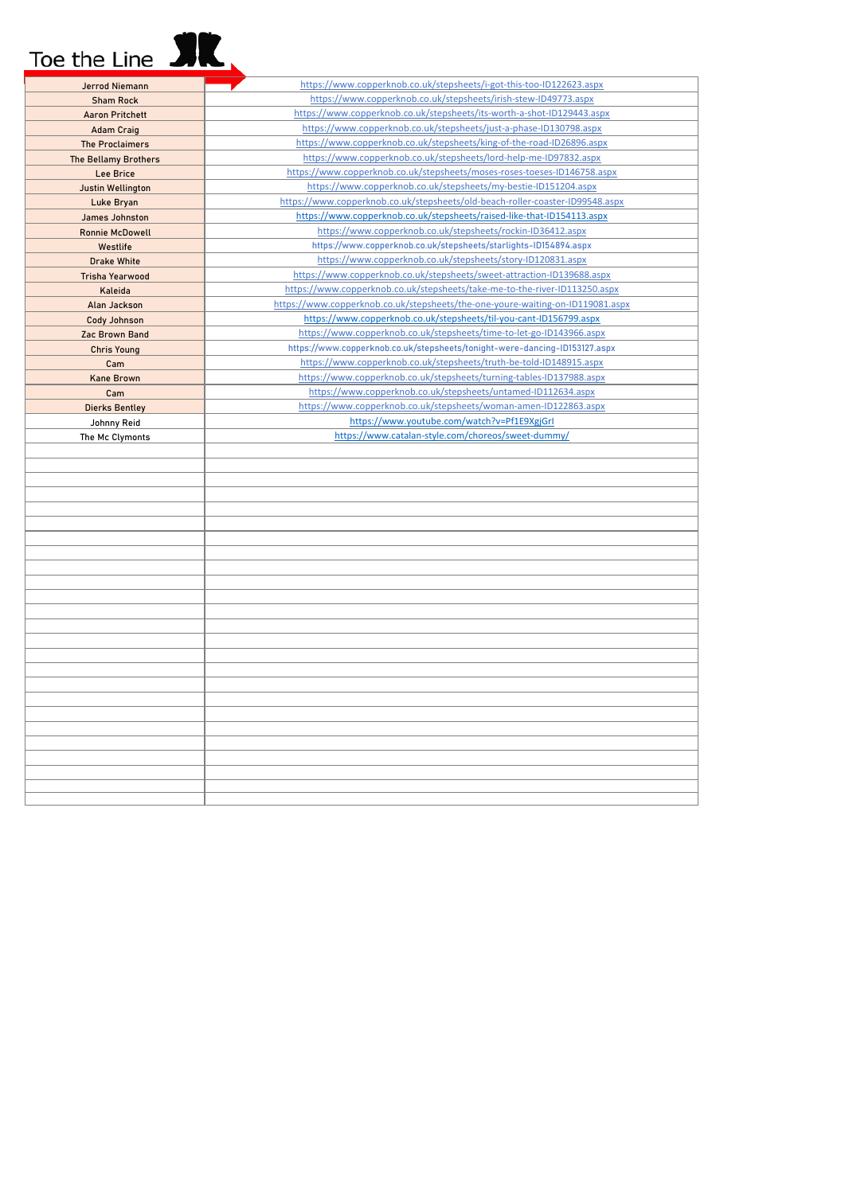# Toe the Line

| | |
|---|---|
| Jerrod Niemann | https://www.copperknob.co.uk/stepsheets/i-got-this-too-ID122623.aspx |
| Sham Rock | https://www.copperknob.co.uk/stepsheets/irish-stew-ID49773.aspx |
| Aaron Pritchett | https://www.copperknob.co.uk/stepsheets/its-worth-a-shot-ID129443.aspx |
| Adam Craig | https://www.copperknob.co.uk/stepsheets/just-a-phase-ID130798.aspx |
| The Proclaimers | https://www.copperknob.co.uk/stepsheets/king-of-the-road-ID26896.aspx |
| The Bellamy Brothers | https://www.copperknob.co.uk/stepsheets/lord-help-me-ID97832.aspx |
| Lee Brice | https://www.copperknob.co.uk/stepsheets/moses-roses-toeses-ID146758.aspx |
| Justin Wellington | https://www.copperknob.co.uk/stepsheets/my-bestie-ID151204.aspx |
| Luke Bryan | https://www.copperknob.co.uk/stepsheets/old-beach-roller-coaster-ID99548.aspx |
| James Johnston | https://www.copperknob.co.uk/stepsheets/raised-like-that-ID154113.aspx |
| Ronnie McDowell | https://www.copperknob.co.uk/stepsheets/rockin-ID36412.aspx |
| Westlife | https://www.copperknob.co.uk/stepsheets/starlights-ID154894.aspx |
| Drake White | https://www.copperknob.co.uk/stepsheets/story-ID120831.aspx |
| Trisha Yearwood | https://www.copperknob.co.uk/stepsheets/sweet-attraction-ID139688.aspx |
| Kaleida | https://www.copperknob.co.uk/stepsheets/take-me-to-the-river-ID113250.aspx |
| Alan Jackson | https://www.copperknob.co.uk/stepsheets/the-one-youre-waiting-on-ID119081.aspx |
| Cody Johnson | https://www.copperknob.co.uk/stepsheets/til-you-cant-ID156799.aspx |
| Zac Brown Band | https://www.copperknob.co.uk/stepsheets/time-to-let-go-ID143966.aspx |
| Chris Young | https://www.copperknob.co.uk/stepsheets/tonight-were-dancing-ID153127.aspx |
| Cam | https://www.copperknob.co.uk/stepsheets/truth-be-told-ID148915.aspx |
| Kane Brown | https://www.copperknob.co.uk/stepsheets/turning-tables-ID137988.aspx |
| Cam | https://www.copperknob.co.uk/stepsheets/untamed-ID112634.aspx |
| Dierks Bentley | https://www.copperknob.co.uk/stepsheets/woman-amen-ID122863.aspx |
| Johnny Reid | https://www.youtube.com/watch?v=Pf1E9XgjGrI |
| The Mc Clymonts | https://www.catalan-style.com/choreos/sweet-dummy/ |